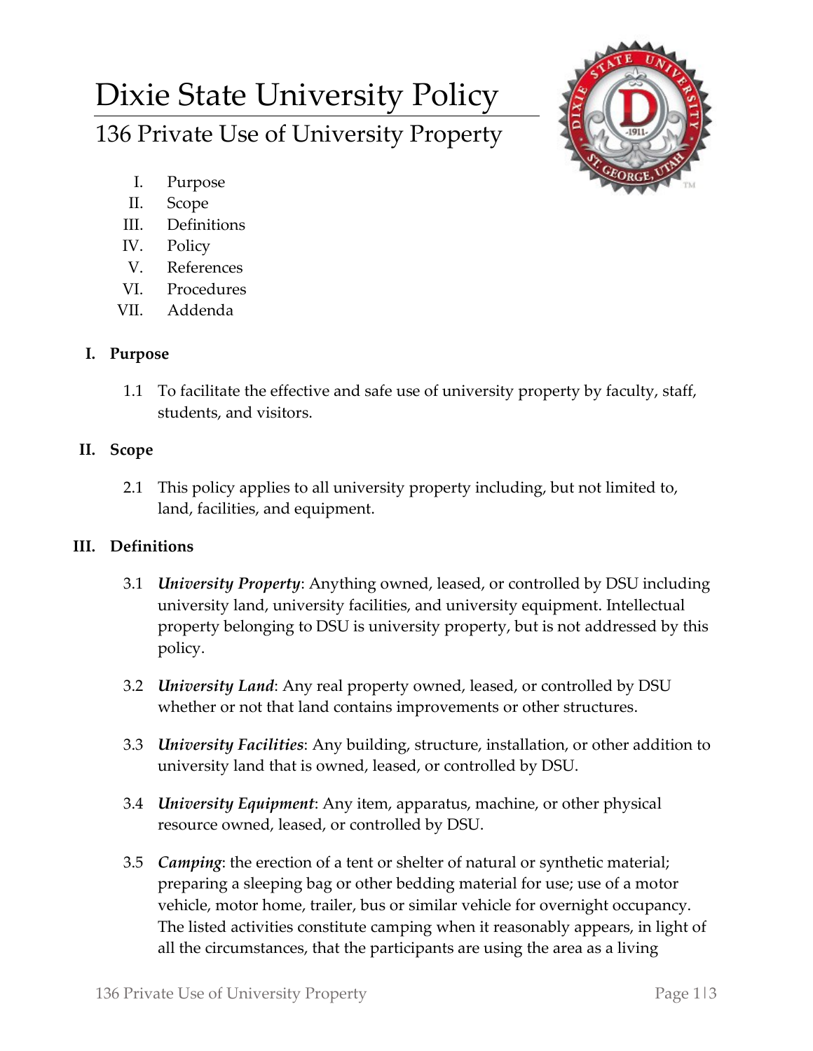# Dixie State University Policy

## 136 Private Use of University Property

I. Purpose
II. Scope
III. Definitions
IV. Policy
V. References
VI. Procedures
VII. Addenda

### I. Purpose

1.1 To facilitate the effective and safe use of university property by faculty, staff, students, and visitors.

### II. Scope

2.1 This policy applies to all university property including, but not limited to, land, facilities, and equipment.

### III. Definitions

3.1 ***University Property***: Anything owned, leased, or controlled by DSU including university land, university facilities, and university equipment. Intellectual property belonging to DSU is university property, but is not addressed by this policy.

3.2 ***University Land***: Any real property owned, leased, or controlled by DSU whether or not that land contains improvements or other structures.

3.3 ***University Facilities***: Any building, structure, installation, or other addition to university land that is owned, leased, or controlled by DSU.

3.4 ***University Equipment***: Any item, apparatus, machine, or other physical resource owned, leased, or controlled by DSU.

3.5 ***Camping***: the erection of a tent or shelter of natural or synthetic material; preparing a sleeping bag or other bedding material for use; use of a motor vehicle, motor home, trailer, bus or similar vehicle for overnight occupancy. The listed activities constitute camping when it reasonably appears, in light of all the circumstances, that the participants are using the area as a living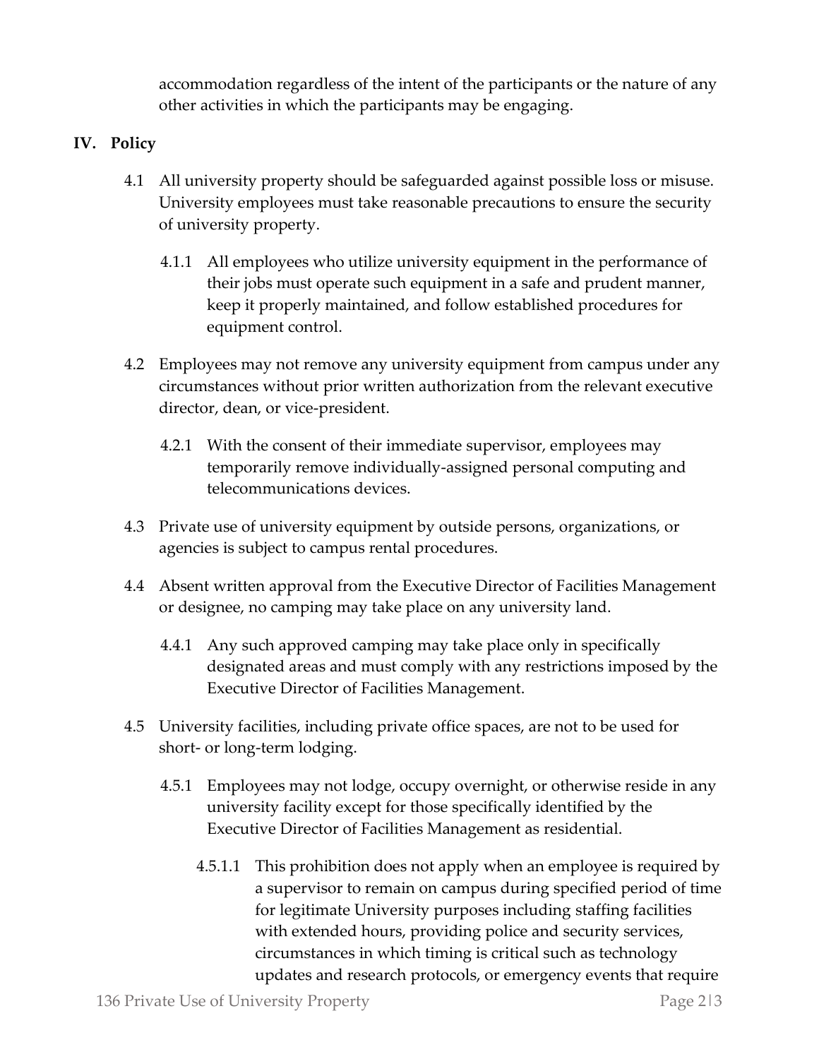accommodation regardless of the intent of the participants or the nature of any other activities in which the participants may be engaging.

## IV. Policy

4.1 All university property should be safeguarded against possible loss or misuse. University employees must take reasonable precautions to ensure the security of university property.

4.1.1 All employees who utilize university equipment in the performance of their jobs must operate such equipment in a safe and prudent manner, keep it properly maintained, and follow established procedures for equipment control.

4.2 Employees may not remove any university equipment from campus under any circumstances without prior written authorization from the relevant executive director, dean, or vice-president.

4.2.1 With the consent of their immediate supervisor, employees may temporarily remove individually-assigned personal computing and telecommunications devices.

4.3 Private use of university equipment by outside persons, organizations, or agencies is subject to campus rental procedures.

4.4 Absent written approval from the Executive Director of Facilities Management or designee, no camping may take place on any university land.

4.4.1 Any such approved camping may take place only in specifically designated areas and must comply with any restrictions imposed by the Executive Director of Facilities Management.

4.5 University facilities, including private office spaces, are not to be used for short- or long-term lodging.

4.5.1 Employees may not lodge, occupy overnight, or otherwise reside in any university facility except for those specifically identified by the Executive Director of Facilities Management as residential.

4.5.1.1 This prohibition does not apply when an employee is required by a supervisor to remain on campus during specified period of time for legitimate University purposes including staffing facilities with extended hours, providing police and security services, circumstances in which timing is critical such as technology updates and research protocols, or emergency events that require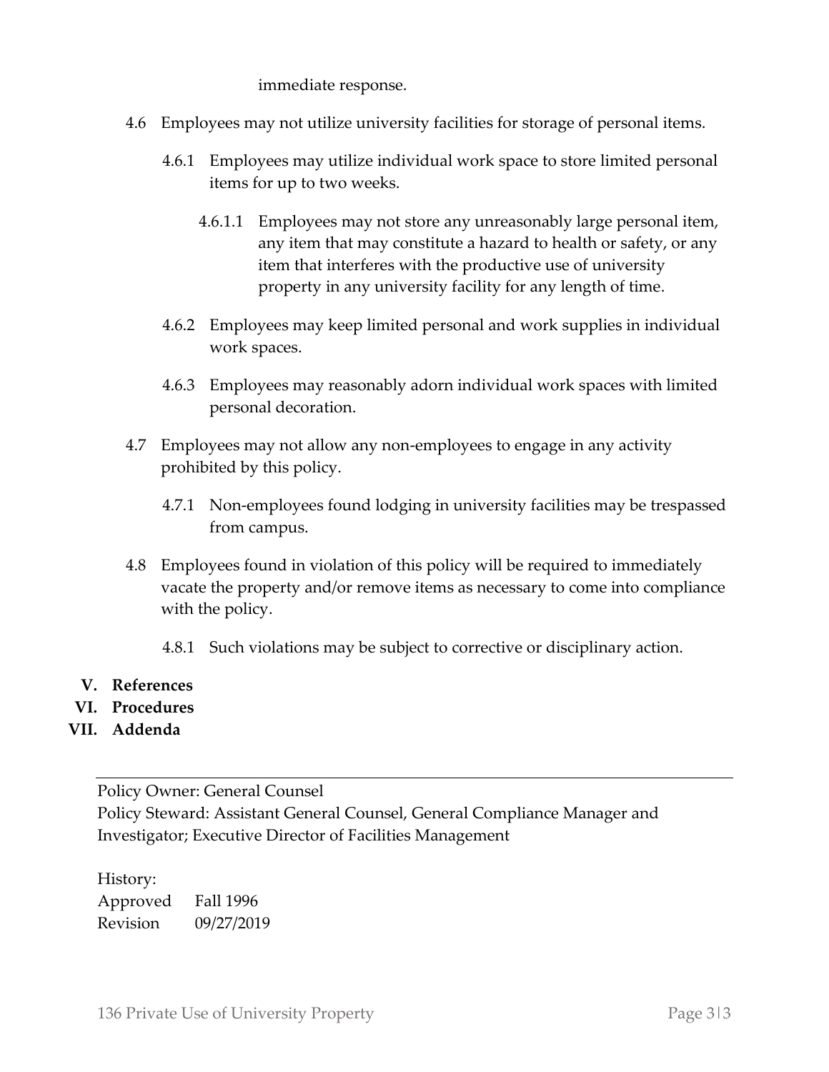immediate response.

4.6 Employees may not utilize university facilities for storage of personal items.

4.6.1 Employees may utilize individual work space to store limited personal items for up to two weeks.

4.6.1.1 Employees may not store any unreasonably large personal item, any item that may constitute a hazard to health or safety, or any item that interferes with the productive use of university property in any university facility for any length of time.

4.6.2 Employees may keep limited personal and work supplies in individual work spaces.

4.6.3 Employees may reasonably adorn individual work spaces with limited personal decoration.

4.7 Employees may not allow any non-employees to engage in any activity prohibited by this policy.

4.7.1 Non-employees found lodging in university facilities may be trespassed from campus.

4.8 Employees found in violation of this policy will be required to immediately vacate the property and/or remove items as necessary to come into compliance with the policy.

4.8.1 Such violations may be subject to corrective or disciplinary action.

## V. References

## VI. Procedures

## VII. Addenda

---

Policy Owner: General Counsel

Policy Steward: Assistant General Counsel, General Compliance Manager and Investigator; Executive Director of Facilities Management

History:

| | |
|---|---|
| Approved | Fall 1996 |
| Revision | 09/27/2019 |